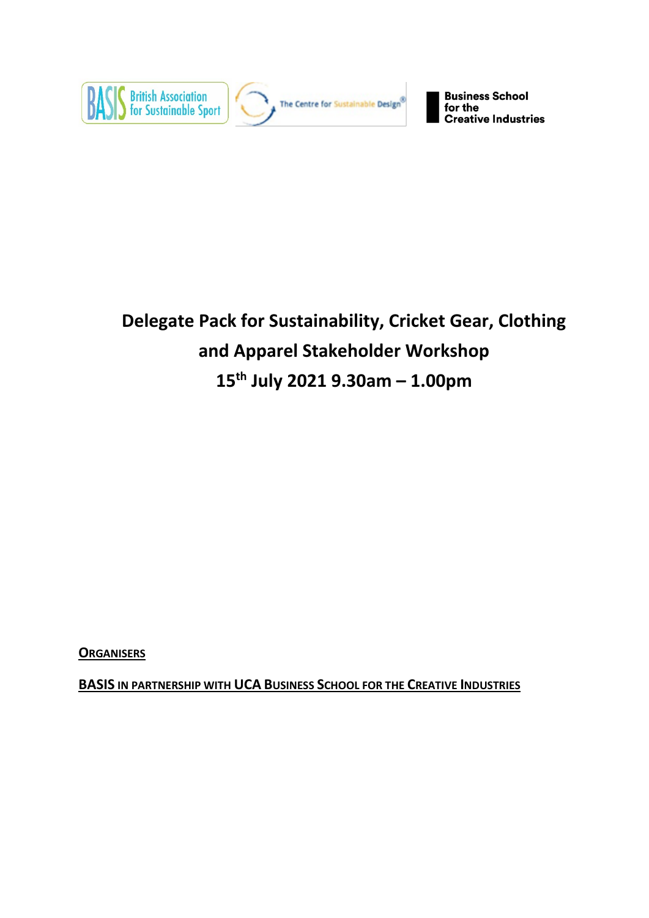British Association for Sustainable Sport

The Centre for Sustainable Design®

Business School for the Creative Industries

# Delegate Pack for Sustainability, Cricket Gear, Clothing and Apparel Stakeholder Workshop

## 15th July 2021 9.30am – 1.00pm

**ORGANISERS**

**BASIS IN PARTNERSHIP WITH UCA BUSINESS SCHOOL FOR THE CREATIVE INDUSTRIES**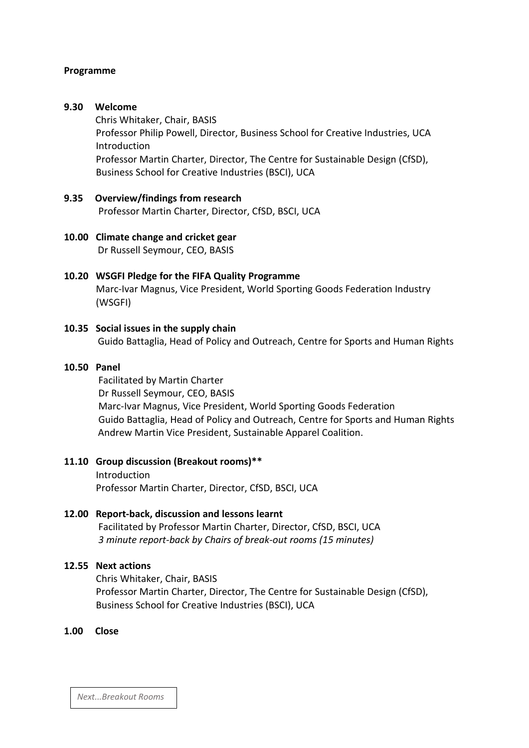**Programme**

**9.30 Welcome**

Chris Whitaker, Chair, BASIS
Professor Philip Powell, Director, Business School for Creative Industries, UCA
Introduction
Professor Martin Charter, Director, The Centre for Sustainable Design (CfSD), Business School for Creative Industries (BSCI), UCA

**9.35 Overview/findings from research**

Professor Martin Charter, Director, CfSD, BSCI, UCA

**10.00 Climate change and cricket gear**

Dr Russell Seymour, CEO, BASIS

**10.20 WSGFI Pledge for the FIFA Quality Programme**

Marc-Ivar Magnus, Vice President, World Sporting Goods Federation Industry (WSGFI)

**10.35 Social issues in the supply chain**

Guido Battaglia, Head of Policy and Outreach, Centre for Sports and Human Rights

**10.50 Panel**

Facilitated by Martin Charter
Dr Russell Seymour, CEO, BASIS
Marc-Ivar Magnus, Vice President, World Sporting Goods Federation
Guido Battaglia, Head of Policy and Outreach, Centre for Sports and Human Rights
Andrew Martin Vice President, Sustainable Apparel Coalition.

**11.10 Group discussion (Breakout rooms)****

Introduction
Professor Martin Charter, Director, CfSD, BSCI, UCA

**12.00 Report-back, discussion and lessons learnt**

Facilitated by Professor Martin Charter, Director, CfSD, BSCI, UCA
*3 minute report-back by Chairs of break-out rooms (15 minutes)*

**12.55 Next actions**

Chris Whitaker, Chair, BASIS
Professor Martin Charter, Director, The Centre for Sustainable Design (CfSD), Business School for Creative Industries (BSCI), UCA

**1.00 Close**

*Next...Breakout Rooms*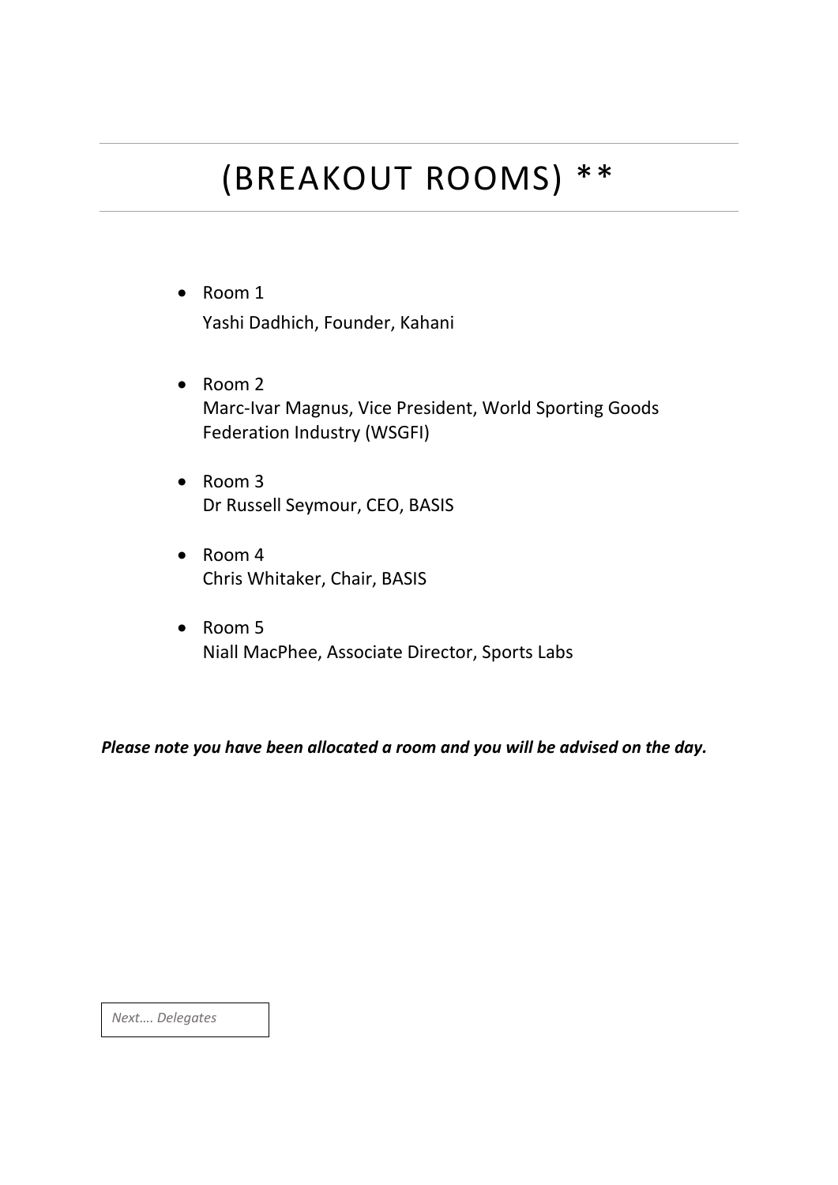# (BREAKOUT ROOMS) **

- Room 1
  Yashi Dadhich, Founder, Kahani

- Room 2
  Marc-Ivar Magnus, Vice President, World Sporting Goods Federation Industry (WSGFI)

- Room 3
  Dr Russell Seymour, CEO, BASIS

- Room 4
  Chris Whitaker, Chair, BASIS

- Room 5
  Niall MacPhee, Associate Director, Sports Labs

***Please note you have been allocated a room and you will be advised on the day.***

*Next…. Delegates*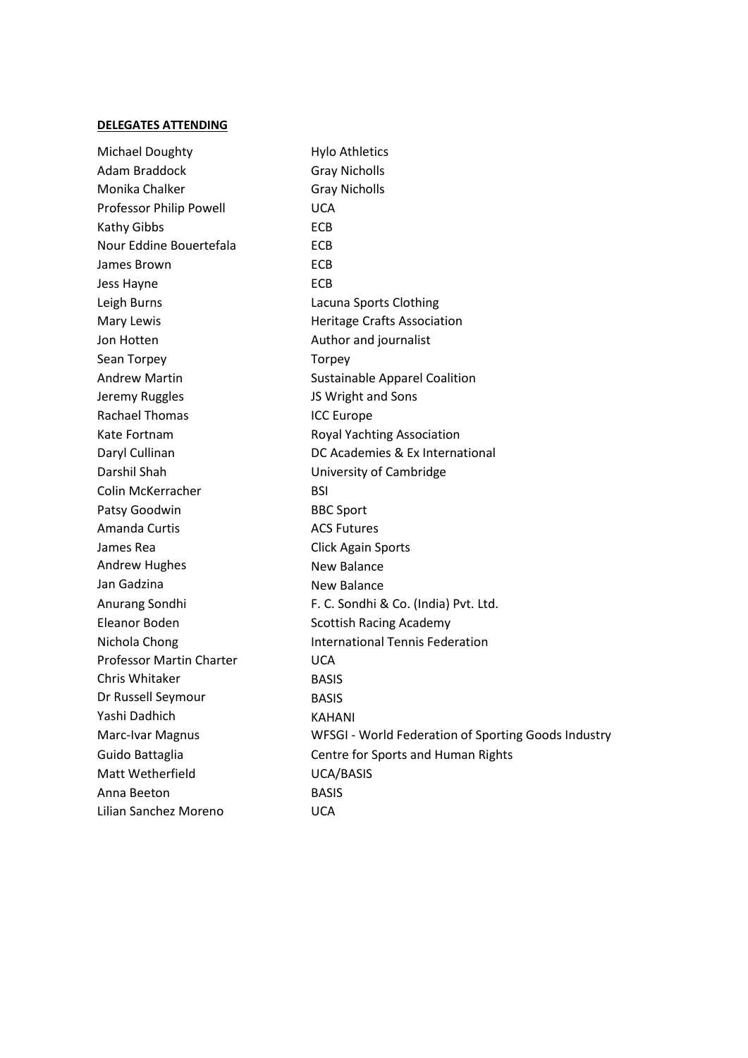**DELEGATES ATTENDING**

| | |
|---|---|
| Michael Doughty | Hylo Athletics |
| Adam Braddock | Gray Nicholls |
| Monika Chalker | Gray Nicholls |
| Professor Philip Powell | UCA |
| Kathy Gibbs | ECB |
| Nour Eddine Bouertefala | ECB |
| James Brown | ECB |
| Jess Hayne | ECB |
| Leigh Burns | Lacuna Sports Clothing |
| Mary Lewis | Heritage Crafts Association |
| Jon Hotten | Author and journalist |
| Sean Torpey | Torpey |
| Andrew Martin | Sustainable Apparel Coalition |
| Jeremy Ruggles | JS Wright and Sons |
| Rachael Thomas | ICC Europe |
| Kate Fortnam | Royal Yachting Association |
| Daryl Cullinan | DC Academies & Ex International |
| Darshil Shah | University of Cambridge |
| Colin McKerracher | BSI |
| Patsy Goodwin | BBC Sport |
| Amanda Curtis | ACS Futures |
| James Rea | Click Again Sports |
| Andrew Hughes | New Balance |
| Jan Gadzina | New Balance |
| Anurang Sondhi | F. C. Sondhi & Co. (India) Pvt. Ltd. |
| Eleanor Boden | Scottish Racing Academy |
| Nichola Chong | International Tennis Federation |
| Professor Martin Charter | UCA |
| Chris Whitaker | BASIS |
| Dr Russell Seymour | BASIS |
| Yashi Dadhich | KAHANI |
| Marc-Ivar Magnus | WFSGI - World Federation of Sporting Goods Industry |
| Guido Battaglia | Centre for Sports and Human Rights |
| Matt Wetherfield | UCA/BASIS |
| Anna Beeton | BASIS |
| Lilian Sanchez Moreno | UCA |